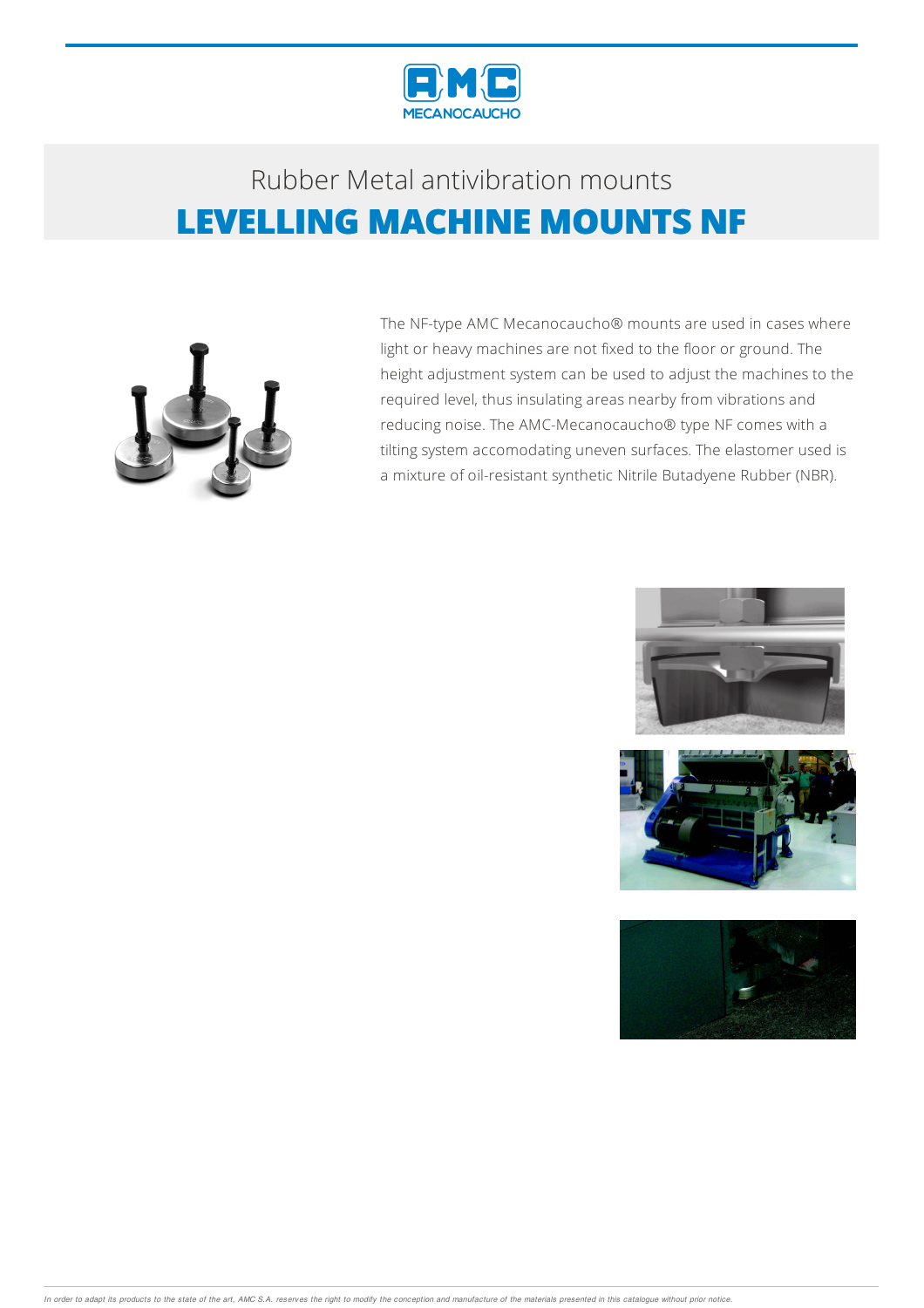Rubber Metal antivibration mounts

# LEVELLING MACHINE MOUNTS NF

The NF-type AMC Mecanocaucho® mounts are used in cases where light or heavy machines are not fixed to the floor or ground. The height adjustment system can be used to adjust the machines to the required level, thus insulating areas nearby from vibrations and reducing noise. The AMC-Mecanocaucho® type NF comes with a tilting system accomodating uneven surfaces. The elastomer used is a mixture of oil-resistant synthetic Nitrile Butadyene Rubber (NBR).

*In order to adapt its products to the state of the art, AMC S.A. reserves the right to modify the conception and manufacture of the materials presented in this catalogue without prior notice.*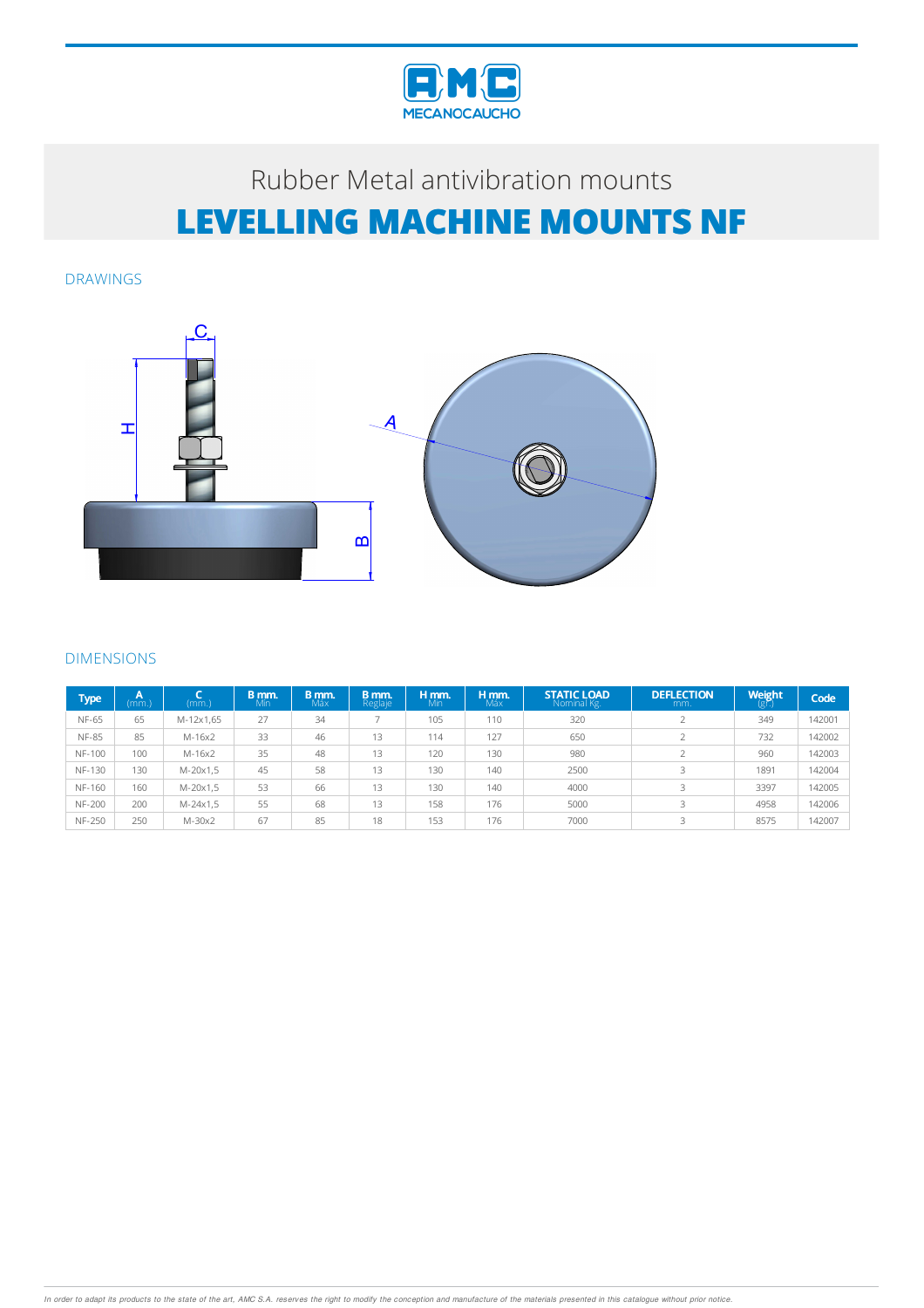Rubber Metal antivibration mounts

# LEVELLING MACHINE MOUNTS NF

## DRAWINGS

## DIMENSIONS

| Type | A (mm.) | C (mm.) | B mm. Min | B mm. Max | B mm. Reglaje | H mm. Min | H mm. Max | STATIC LOAD Nominal Kg. | DEFLECTION mm. | Weight (gr.) | Code |
|---|---|---|---|---|---|---|---|---|---|---|---|
| NF-65 | 65 | M-12x1,65 | 27 | 34 | 7 | 105 | 110 | 320 | 2 | 349 | 142001 |
| NF-85 | 85 | M-16x2 | 33 | 46 | 13 | 114 | 127 | 650 | 2 | 732 | 142002 |
| NF-100 | 100 | M-16x2 | 35 | 48 | 13 | 120 | 130 | 980 | 2 | 960 | 142003 |
| NF-130 | 130 | M-20x1,5 | 45 | 58 | 13 | 130 | 140 | 2500 | 3 | 1891 | 142004 |
| NF-160 | 160 | M-20x1,5 | 53 | 66 | 13 | 130 | 140 | 4000 | 3 | 3397 | 142005 |
| NF-200 | 200 | M-24x1,5 | 55 | 68 | 13 | 158 | 176 | 5000 | 3 | 4958 | 142006 |
| NF-250 | 250 | M-30x2 | 67 | 85 | 18 | 153 | 176 | 7000 | 3 | 8575 | 142007 |

*In order to adapt its products to the state of the art, AMC S.A. reserves the right to modify the conception and manufacture of the materials presented in this catalogue without prior notice.*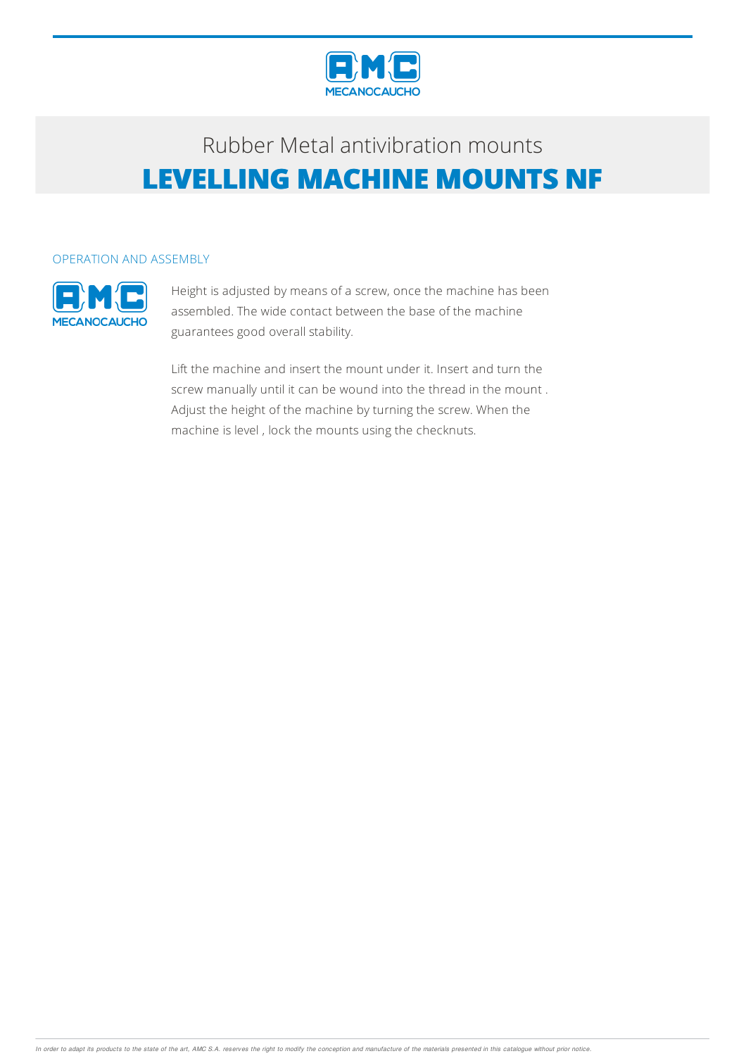Rubber Metal antivibration mounts

# LEVELLING MACHINE MOUNTS NF

## OPERATION AND ASSEMBLY

Height is adjusted by means of a screw, once the machine has been assembled. The wide contact between the base of the machine guarantees good overall stability.

Lift the machine and insert the mount under it. Insert and turn the screw manually until it can be wound into the thread in the mount . Adjust the height of the machine by turning the screw. When the machine is level , lock the mounts using the checknuts.